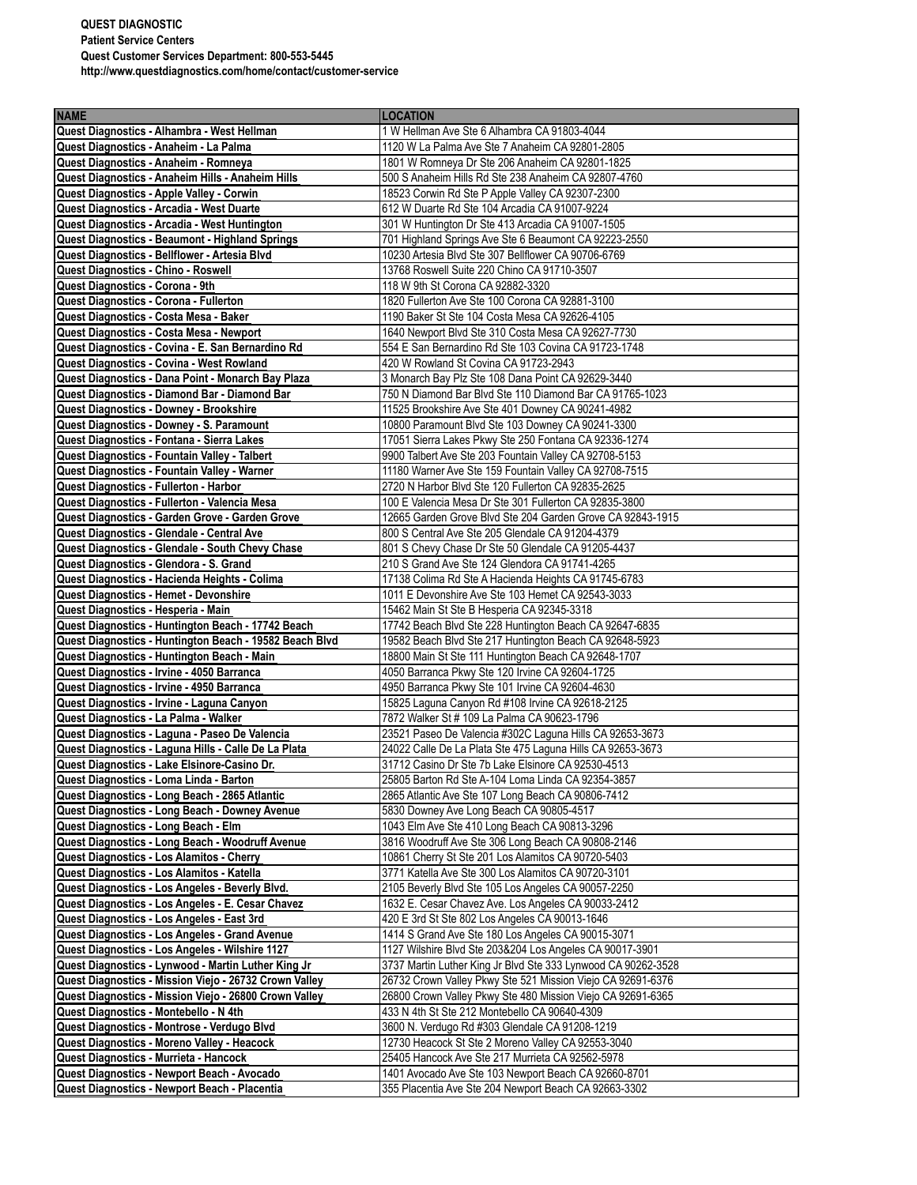**QUEST DIAGNOSTIC**
**Patient Service Centers**
**Quest Customer Services Department: 800-553-5445**
**http://www.questdiagnostics.com/home/contact/customer-service**

| NAME | LOCATION |
|---|---|
| Quest Diagnostics - Alhambra - West Hellman | 1 W Hellman Ave Ste 6 Alhambra CA 91803-4044 |
| Quest Diagnostics - Anaheim - La Palma | 1120 W La Palma Ave Ste 7 Anaheim CA 92801-2805 |
| Quest Diagnostics - Anaheim - Romneya | 1801 W Romneya Dr Ste 206 Anaheim CA 92801-1825 |
| Quest Diagnostics - Anaheim Hills - Anaheim Hills | 500 S Anaheim Hills Rd Ste 238 Anaheim CA 92807-4760 |
| Quest Diagnostics - Apple Valley - Corwin | 18523 Corwin Rd Ste P Apple Valley CA 92307-2300 |
| Quest Diagnostics - Arcadia - West Duarte | 612 W Duarte Rd Ste 104 Arcadia CA 91007-9224 |
| Quest Diagnostics - Arcadia - West Huntington | 301 W Huntington Dr Ste 413 Arcadia CA 91007-1505 |
| Quest Diagnostics - Beaumont - Highland Springs | 701 Highland Springs Ave Ste 6 Beaumont CA 92223-2550 |
| Quest Diagnostics - Bellflower - Artesia Blvd | 10230 Artesia Blvd Ste 307 Bellflower CA 90706-6769 |
| Quest Diagnostics - Chino - Roswell | 13768 Roswell Suite 220 Chino CA 91710-3507 |
| Quest Diagnostics - Corona - 9th | 118 W 9th St Corona CA 92882-3320 |
| Quest Diagnostics - Corona - Fullerton | 1820 Fullerton Ave Ste 100 Corona CA 92881-3100 |
| Quest Diagnostics - Costa Mesa - Baker | 1190 Baker St Ste 104 Costa Mesa CA 92626-4105 |
| Quest Diagnostics - Costa Mesa - Newport | 1640 Newport Blvd Ste 310 Costa Mesa CA 92627-7730 |
| Quest Diagnostics - Covina - E. San Bernardino Rd | 554 E San Bernardino Rd Ste 103 Covina CA 91723-1748 |
| Quest Diagnostics - Covina - West Rowland | 420 W Rowland St Covina CA 91723-2943 |
| Quest Diagnostics - Dana Point - Monarch Bay Plaza | 3 Monarch Bay Plz Ste 108 Dana Point CA 92629-3440 |
| Quest Diagnostics - Diamond Bar - Diamond Bar | 750 N Diamond Bar Blvd Ste 110 Diamond Bar CA 91765-1023 |
| Quest Diagnostics - Downey - Brookshire | 11525 Brookshire Ave Ste 401 Downey CA 90241-4982 |
| Quest Diagnostics - Downey - S. Paramount | 10800 Paramount Blvd Ste 103 Downey CA 90241-3300 |
| Quest Diagnostics - Fontana - Sierra Lakes | 17051 Sierra Lakes Pkwy Ste 250 Fontana CA 92336-1274 |
| Quest Diagnostics - Fountain Valley - Talbert | 9900 Talbert Ave Ste 203 Fountain Valley CA 92708-5153 |
| Quest Diagnostics - Fountain Valley - Warner | 11180 Warner Ave Ste 159 Fountain Valley CA 92708-7515 |
| Quest Diagnostics - Fullerton - Harbor | 2720 N Harbor Blvd Ste 120 Fullerton CA 92835-2625 |
| Quest Diagnostics - Fullerton - Valencia Mesa | 100 E Valencia Mesa Dr Ste 301 Fullerton CA 92835-3800 |
| Quest Diagnostics - Garden Grove - Garden Grove | 12665 Garden Grove Blvd Ste 204 Garden Grove CA 92843-1915 |
| Quest Diagnostics - Glendale - Central Ave | 800 S Central Ave Ste 205 Glendale CA 91204-4379 |
| Quest Diagnostics - Glendale - South Chevy Chase | 801 S Chevy Chase Dr Ste 50 Glendale CA 91205-4437 |
| Quest Diagnostics - Glendora - S. Grand | 210 S Grand Ave Ste 124 Glendora CA 91741-4265 |
| Quest Diagnostics - Hacienda Heights - Colima | 17138 Colima Rd Ste A Hacienda Heights CA 91745-6783 |
| Quest Diagnostics - Hemet - Devonshire | 1011 E Devonshire Ave Ste 103 Hemet CA 92543-3033 |
| Quest Diagnostics - Hesperia - Main | 15462 Main St Ste B Hesperia CA 92345-3318 |
| Quest Diagnostics - Huntington Beach - 17742 Beach | 17742 Beach Blvd Ste 228 Huntington Beach CA 92647-6835 |
| Quest Diagnostics - Huntington Beach - 19582 Beach Blvd | 19582 Beach Blvd Ste 217 Huntington Beach CA 92648-5923 |
| Quest Diagnostics - Huntington Beach - Main | 18800 Main St Ste 111 Huntington Beach CA 92648-1707 |
| Quest Diagnostics - Irvine - 4050 Barranca | 4050 Barranca Pkwy Ste 120 Irvine CA 92604-1725 |
| Quest Diagnostics - Irvine - 4950 Barranca | 4950 Barranca Pkwy Ste 101 Irvine CA 92604-4630 |
| Quest Diagnostics - Irvine - Laguna Canyon | 15825 Laguna Canyon Rd #108 Irvine CA 92618-2125 |
| Quest Diagnostics - La Palma - Walker | 7872 Walker St # 109 La Palma CA 90623-1796 |
| Quest Diagnostics - Laguna - Paseo De Valencia | 23521 Paseo De Valencia #302C Laguna Hills CA 92653-3673 |
| Quest Diagnostics - Laguna Hills - Calle De La Plata | 24022 Calle De La Plata Ste 475 Laguna Hills CA 92653-3673 |
| Quest Diagnostics - Lake Elsinore-Casino Dr. | 31712 Casino Dr Ste 7b Lake Elsinore CA 92530-4513 |
| Quest Diagnostics - Loma Linda - Barton | 25805 Barton Rd Ste A-104 Loma Linda CA 92354-3857 |
| Quest Diagnostics - Long Beach - 2865 Atlantic | 2865 Atlantic Ave Ste 107 Long Beach CA 90806-7412 |
| Quest Diagnostics - Long Beach - Downey Avenue | 5830 Downey Ave Long Beach CA 90805-4517 |
| Quest Diagnostics - Long Beach - Elm | 1043 Elm Ave Ste 410 Long Beach CA 90813-3296 |
| Quest Diagnostics - Long Beach - Woodruff Avenue | 3816 Woodruff Ave Ste 306 Long Beach CA 90808-2146 |
| Quest Diagnostics - Los Alamitos - Cherry | 10861 Cherry St Ste 201 Los Alamitos CA 90720-5403 |
| Quest Diagnostics - Los Alamitos - Katella | 3771 Katella Ave Ste 300 Los Alamitos CA 90720-3101 |
| Quest Diagnostics - Los Angeles - Beverly Blvd. | 2105 Beverly Blvd Ste 105 Los Angeles CA 90057-2250 |
| Quest Diagnostics - Los Angeles - E. Cesar Chavez | 1632 E. Cesar Chavez Ave. Los Angeles CA 90033-2412 |
| Quest Diagnostics - Los Angeles - East 3rd | 420 E 3rd St Ste 802 Los Angeles CA 90013-1646 |
| Quest Diagnostics - Los Angeles - Grand Avenue | 1414 S Grand Ave Ste 180 Los Angeles CA 90015-3071 |
| Quest Diagnostics - Los Angeles - Wilshire 1127 | 1127 Wilshire Blvd Ste 203&204 Los Angeles CA 90017-3901 |
| Quest Diagnostics - Lynwood - Martin Luther King Jr | 3737 Martin Luther King Jr Blvd Ste 333 Lynwood CA 90262-3528 |
| Quest Diagnostics - Mission Viejo - 26732 Crown Valley | 26732 Crown Valley Pkwy Ste 521 Mission Viejo CA 92691-6376 |
| Quest Diagnostics - Mission Viejo - 26800 Crown Valley | 26800 Crown Valley Pkwy Ste 480 Mission Viejo CA 92691-6365 |
| Quest Diagnostics - Montebello - N 4th | 433 N 4th St Ste 212 Montebello CA 90640-4309 |
| Quest Diagnostics - Montrose - Verdugo Blvd | 3600 N. Verdugo Rd #303 Glendale CA 91208-1219 |
| Quest Diagnostics - Moreno Valley - Heacock | 12730 Heacock St Ste 2 Moreno Valley CA 92553-3040 |
| Quest Diagnostics - Murrieta - Hancock | 25405 Hancock Ave Ste 217 Murrieta CA 92562-5978 |
| Quest Diagnostics - Newport Beach - Avocado | 1401 Avocado Ave Ste 103 Newport Beach CA 92660-8701 |
| Quest Diagnostics - Newport Beach - Placentia | 355 Placentia Ave Ste 204 Newport Beach CA 92663-3302 |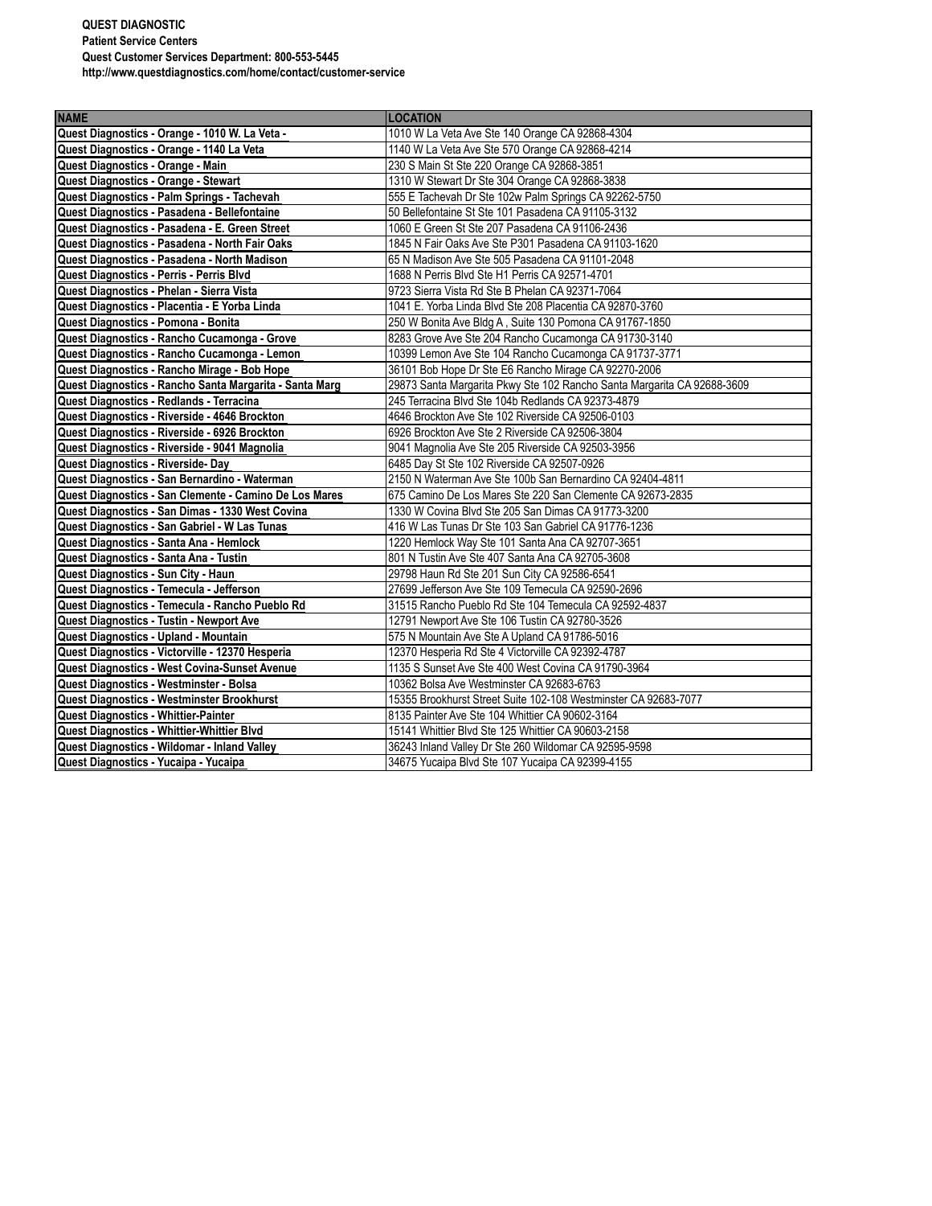**QUEST DIAGNOSTIC**
**Patient Service Centers**
**Quest Customer Services Department: 800-553-5445**
**http://www.questdiagnostics.com/home/contact/customer-service**

| NAME | LOCATION |
|---|---|
| Quest Diagnostics - Orange - 1010 W. La Veta - | 1010 W La Veta Ave Ste 140 Orange CA 92868-4304 |
| Quest Diagnostics - Orange - 1140 La Veta | 1140 W La Veta Ave Ste 570 Orange CA 92868-4214 |
| Quest Diagnostics - Orange - Main | 230 S Main St Ste 220 Orange CA 92868-3851 |
| Quest Diagnostics - Orange - Stewart | 1310 W Stewart Dr Ste 304 Orange CA 92868-3838 |
| Quest Diagnostics - Palm Springs - Tachevah | 555 E Tachevah Dr Ste 102w Palm Springs CA 92262-5750 |
| Quest Diagnostics - Pasadena - Bellefontaine | 50 Bellefontaine St Ste 101 Pasadena CA 91105-3132 |
| Quest Diagnostics - Pasadena - E. Green Street | 1060 E Green St Ste 207 Pasadena CA 91106-2436 |
| Quest Diagnostics - Pasadena - North Fair Oaks | 1845 N Fair Oaks Ave Ste P301 Pasadena CA 91103-1620 |
| Quest Diagnostics - Pasadena - North Madison | 65 N Madison Ave Ste 505 Pasadena CA 91101-2048 |
| Quest Diagnostics - Perris - Perris Blvd | 1688 N Perris Blvd Ste H1 Perris CA 92571-4701 |
| Quest Diagnostics - Phelan - Sierra Vista | 9723 Sierra Vista Rd Ste B Phelan CA 92371-7064 |
| Quest Diagnostics - Placentia - E Yorba Linda | 1041 E. Yorba Linda Blvd Ste 208 Placentia CA 92870-3760 |
| Quest Diagnostics - Pomona - Bonita | 250 W Bonita Ave Bldg A , Suite 130 Pomona CA 91767-1850 |
| Quest Diagnostics - Rancho Cucamonga - Grove | 8283 Grove Ave Ste 204 Rancho Cucamonga CA 91730-3140 |
| Quest Diagnostics - Rancho Cucamonga - Lemon | 10399 Lemon Ave Ste 104 Rancho Cucamonga CA 91737-3771 |
| Quest Diagnostics - Rancho Mirage - Bob Hope | 36101 Bob Hope Dr Ste E6 Rancho Mirage CA 92270-2006 |
| Quest Diagnostics - Rancho Santa Margarita - Santa Marg | 29873 Santa Margarita Pkwy Ste 102 Rancho Santa Margarita CA 92688-3609 |
| Quest Diagnostics - Redlands - Terracina | 245 Terracina Blvd Ste 104b Redlands CA 92373-4879 |
| Quest Diagnostics - Riverside - 4646 Brockton | 4646 Brockton Ave Ste 102 Riverside CA 92506-0103 |
| Quest Diagnostics - Riverside - 6926 Brockton | 6926 Brockton Ave Ste 2 Riverside CA 92506-3804 |
| Quest Diagnostics - Riverside - 9041 Magnolia | 9041 Magnolia Ave Ste 205 Riverside CA 92503-3956 |
| Quest Diagnostics - Riverside- Day | 6485 Day St Ste 102 Riverside CA 92507-0926 |
| Quest Diagnostics - San Bernardino - Waterman | 2150 N Waterman Ave Ste 100b San Bernardino CA 92404-4811 |
| Quest Diagnostics - San Clemente - Camino De Los Mares | 675 Camino De Los Mares Ste 220 San Clemente CA 92673-2835 |
| Quest Diagnostics - San Dimas - 1330 West Covina | 1330 W Covina Blvd Ste 205 San Dimas CA 91773-3200 |
| Quest Diagnostics - San Gabriel - W Las Tunas | 416 W Las Tunas Dr Ste 103 San Gabriel CA 91776-1236 |
| Quest Diagnostics - Santa Ana - Hemlock | 1220 Hemlock Way Ste 101 Santa Ana CA 92707-3651 |
| Quest Diagnostics - Santa Ana - Tustin | 801 N Tustin Ave Ste 407 Santa Ana CA 92705-3608 |
| Quest Diagnostics - Sun City - Haun | 29798 Haun Rd Ste 201 Sun City CA 92586-6541 |
| Quest Diagnostics - Temecula - Jefferson | 27699 Jefferson Ave Ste 109 Temecula CA 92590-2696 |
| Quest Diagnostics - Temecula - Rancho Pueblo Rd | 31515 Rancho Pueblo Rd Ste 104 Temecula CA 92592-4837 |
| Quest Diagnostics - Tustin - Newport Ave | 12791 Newport Ave Ste 106 Tustin CA 92780-3526 |
| Quest Diagnostics - Upland - Mountain | 575 N Mountain Ave Ste A Upland CA 91786-5016 |
| Quest Diagnostics - Victorville - 12370 Hesperia | 12370 Hesperia Rd Ste 4 Victorville CA 92392-4787 |
| Quest Diagnostics - West Covina-Sunset Avenue | 1135 S Sunset Ave Ste 400 West Covina CA 91790-3964 |
| Quest Diagnostics - Westminster - Bolsa | 10362 Bolsa Ave Westminster CA 92683-6763 |
| Quest Diagnostics - Westminster Brookhurst | 15355 Brookhurst Street Suite 102-108 Westminster CA 92683-7077 |
| Quest Diagnostics - Whittier-Painter | 8135 Painter Ave Ste 104 Whittier CA 90602-3164 |
| Quest Diagnostics - Whittier-Whittier Blvd | 15141 Whittier Blvd Ste 125 Whittier CA 90603-2158 |
| Quest Diagnostics - Wildomar - Inland Valley | 36243 Inland Valley Dr Ste 260 Wildomar CA 92595-9598 |
| Quest Diagnostics - Yucaipa - Yucaipa | 34675 Yucaipa Blvd Ste 107 Yucaipa CA 92399-4155 |